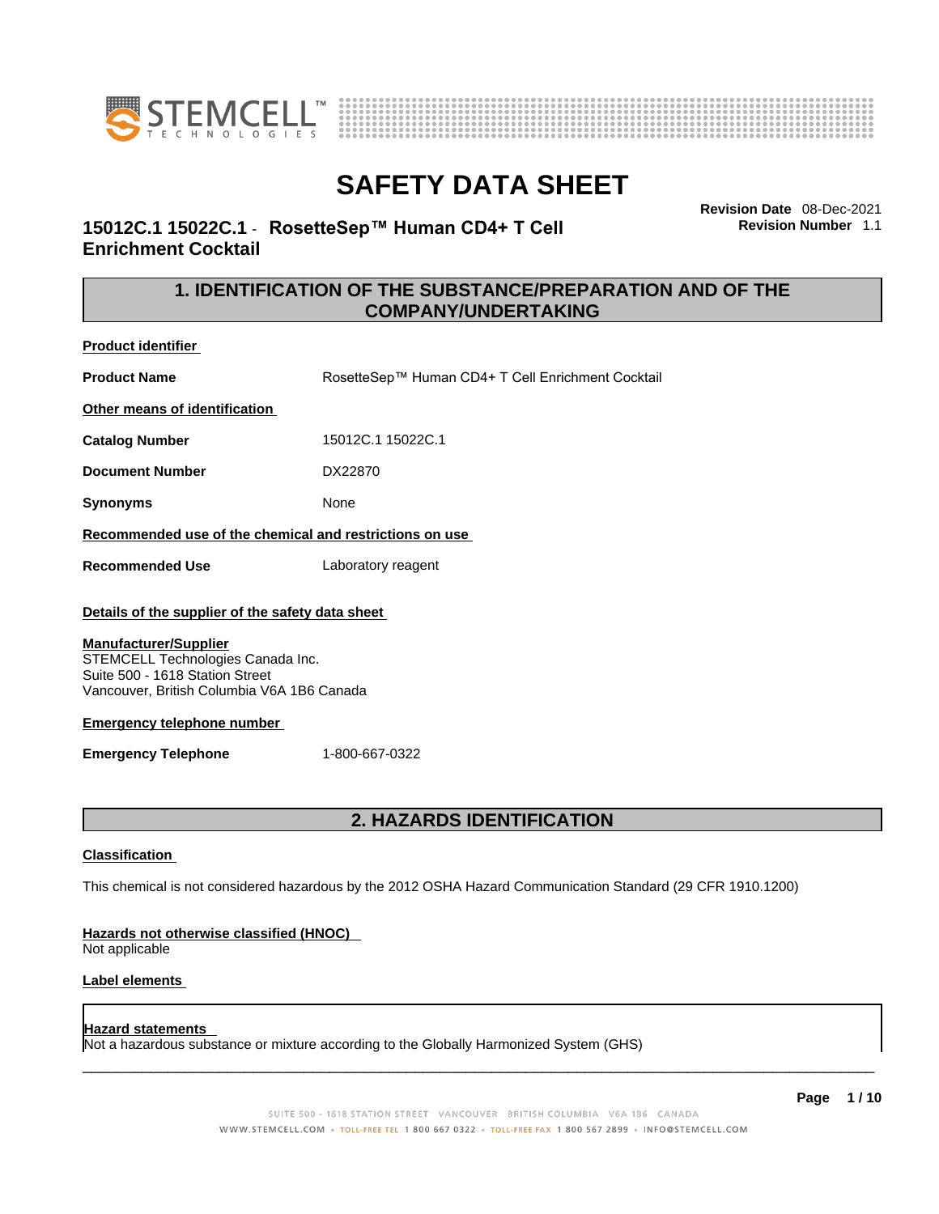# SAFETY DATA SHEET

## 15012C.1 15022C.1 - RosetteSep™ Human CD4+ T Cell Enrichment Cocktail

**Revision Date** 08-Dec-2021
**Revision Number** 1.1

## 1. IDENTIFICATION OF THE SUBSTANCE/PREPARATION AND OF THE COMPANY/UNDERTAKING

**Product identifier**

| | |
|---|---|
| **Product Name** | RosetteSep™ Human CD4+ T Cell Enrichment Cocktail |

**Other means of identification**

| | |
|---|---|
| **Catalog Number** | 15012C.1 15022C.1 |
| **Document Number** | DX22870 |
| **Synonyms** | None |

**Recommended use of the chemical and restrictions on use**

| | |
|---|---|
| **Recommended Use** | Laboratory reagent |

**Details of the supplier of the safety data sheet**

**Manufacturer/Supplier**
STEMCELL Technologies Canada Inc.
Suite 500 - 1618 Station Street
Vancouver, British Columbia V6A 1B6 Canada

**Emergency telephone number**

| | |
|---|---|
| **Emergency Telephone** | 1-800-667-0322 |

## 2. HAZARDS IDENTIFICATION

**Classification**

This chemical is not considered hazardous by the 2012 OSHA Hazard Communication Standard (29 CFR 1910.1200)

**Hazards not otherwise classified (HNOC)**
Not applicable

**Label elements**

**Hazard statements**
Not a hazardous substance or mixture according to the Globally Harmonized System (GHS)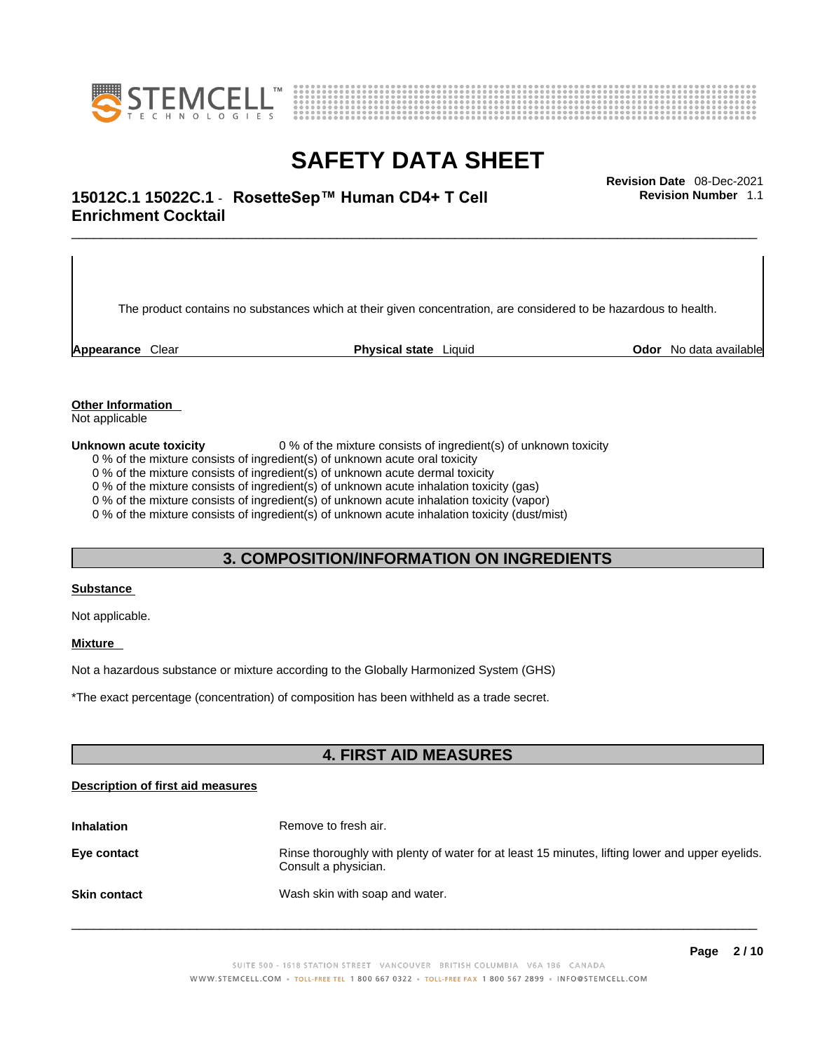The product contains no substances which at their given concentration, are considered to be hazardous to health.

**Appearance** Clear **Physical state** Liquid **Odor** No data available

**Other Information**
Not applicable

**Unknown acute toxicity** 0 % of the mixture consists of ingredient(s) of unknown toxicity
0 % of the mixture consists of ingredient(s) of unknown acute oral toxicity
0 % of the mixture consists of ingredient(s) of unknown acute dermal toxicity
0 % of the mixture consists of ingredient(s) of unknown acute inhalation toxicity (gas)
0 % of the mixture consists of ingredient(s) of unknown acute inhalation toxicity (vapor)
0 % of the mixture consists of ingredient(s) of unknown acute inhalation toxicity (dust/mist)

## 3. COMPOSITION/INFORMATION ON INGREDIENTS

**Substance**

Not applicable.

**Mixture**

Not a hazardous substance or mixture according to the Globally Harmonized System (GHS)

*The exact percentage (concentration) of composition has been withheld as a trade secret.

## 4. FIRST AID MEASURES

**Description of first aid measures**

**Inhalation** Remove to fresh air.

**Eye contact** Rinse thoroughly with plenty of water for at least 15 minutes, lifting lower and upper eyelids. Consult a physician.

**Skin contact** Wash skin with soap and water.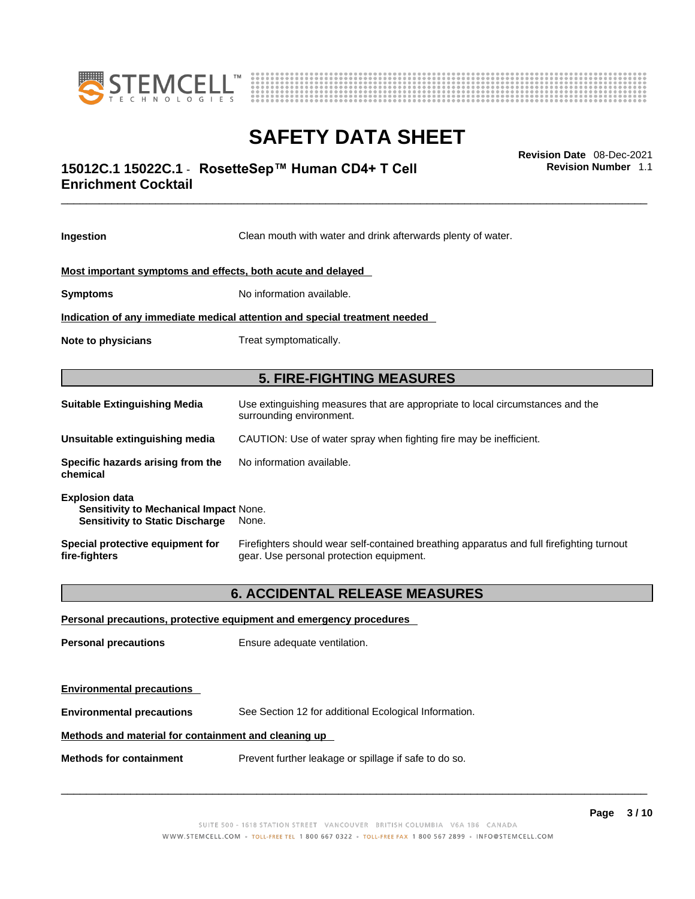**Ingestion** Clean mouth with water and drink afterwards plenty of water.

**Most important symptoms and effects, both acute and delayed**

**Symptoms** No information available.

**Indication of any immediate medical attention and special treatment needed**

**Note to physicians** Treat symptomatically.

## 5. FIRE-FIGHTING MEASURES

**Suitable Extinguishing Media** Use extinguishing measures that are appropriate to local circumstances and the surrounding environment.

**Unsuitable extinguishing media** CAUTION: Use of water spray when fighting fire may be inefficient.

**Specific hazards arising from the chemical** No information available.

**Explosion data**
**Sensitivity to Mechanical Impact** None.
**Sensitivity to Static Discharge** None.

**Special protective equipment for fire-fighters** Firefighters should wear self-contained breathing apparatus and full firefighting turnout gear. Use personal protection equipment.

## 6. ACCIDENTAL RELEASE MEASURES

**Personal precautions, protective equipment and emergency procedures**

**Personal precautions** Ensure adequate ventilation.

**Environmental precautions**

**Environmental precautions** See Section 12 for additional Ecological Information.

**Methods and material for containment and cleaning up**

**Methods for containment** Prevent further leakage or spillage if safe to do so.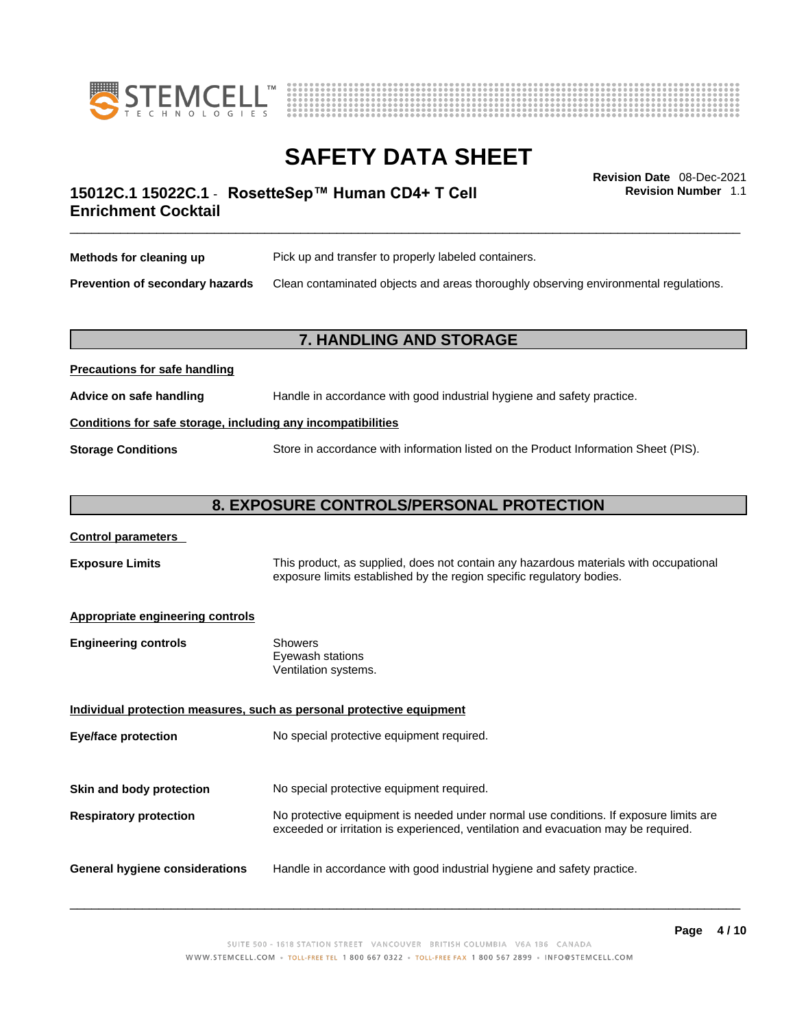| | |
|---|---|
| **Methods for cleaning up** | Pick up and transfer to properly labeled containers. |
| **Prevention of secondary hazards** | Clean contaminated objects and areas thoroughly observing environmental regulations. |

## 7. HANDLING AND STORAGE

**Precautions for safe handling**

| | |
|---|---|
| **Advice on safe handling** | Handle in accordance with good industrial hygiene and safety practice. |

**Conditions for safe storage, including any incompatibilities**

| | |
|---|---|
| **Storage Conditions** | Store in accordance with information listed on the Product Information Sheet (PIS). |

## 8. EXPOSURE CONTROLS/PERSONAL PROTECTION

**Control parameters**

| | |
|---|---|
| **Exposure Limits** | This product, as supplied, does not contain any hazardous materials with occupational exposure limits established by the region specific regulatory bodies. |

**Appropriate engineering controls**

| | |
|---|---|
| **Engineering controls** | Showers<br>Eyewash stations<br>Ventilation systems. |

**Individual protection measures, such as personal protective equipment**

| | |
|---|---|
| **Eye/face protection** | No special protective equipment required. |
| **Skin and body protection** | No special protective equipment required. |
| **Respiratory protection** | No protective equipment is needed under normal use conditions. If exposure limits are exceeded or irritation is experienced, ventilation and evacuation may be required. |
| **General hygiene considerations** | Handle in accordance with good industrial hygiene and safety practice. |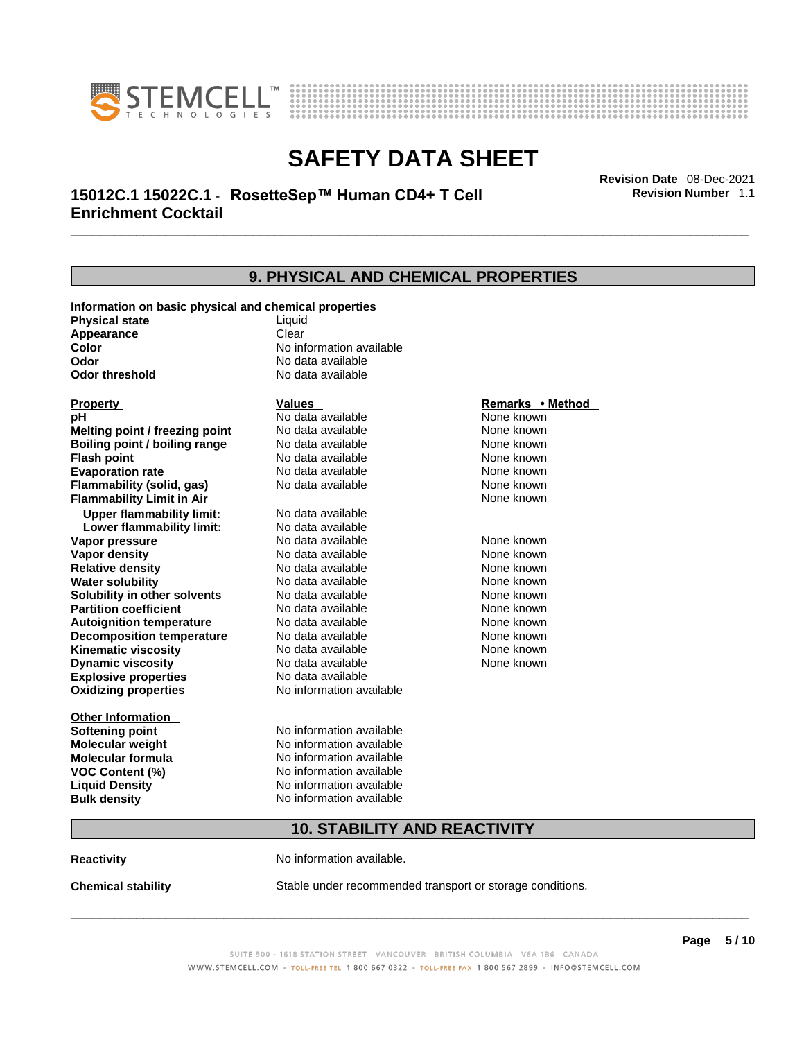# SAFETY DATA SHEET

**15012C.1 15022C.1 - RosetteSep™ Human CD4+ T Cell Enrichment Cocktail**

**Revision Date** 08-Dec-2021
**Revision Number** 1.1

## 9. PHYSICAL AND CHEMICAL PROPERTIES

**Information on basic physical and chemical properties**

| | |
|---|---|
| **Physical state** | Liquid |
| **Appearance** | Clear |
| **Color** | No information available |
| **Odor** | No data available |
| **Odor threshold** | No data available |

| Property | Values | Remarks • Method |
|---|---|---|
| **pH** | No data available | None known |
| **Melting point / freezing point** | No data available | None known |
| **Boiling point / boiling range** | No data available | None known |
| **Flash point** | No data available | None known |
| **Evaporation rate** | No data available | None known |
| **Flammability (solid, gas)** | No data available | None known |
| **Flammability Limit in Air** | | None known |
| **Upper flammability limit:** | No data available | |
| **Lower flammability limit:** | No data available | |
| **Vapor pressure** | No data available | None known |
| **Vapor density** | No data available | None known |
| **Relative density** | No data available | None known |
| **Water solubility** | No data available | None known |
| **Solubility in other solvents** | No data available | None known |
| **Partition coefficient** | No data available | None known |
| **Autoignition temperature** | No data available | None known |
| **Decomposition temperature** | No data available | None known |
| **Kinematic viscosity** | No data available | None known |
| **Dynamic viscosity** | No data available | None known |
| **Explosive properties** | No data available | |
| **Oxidizing properties** | No information available | |

**Other Information**

| | |
|---|---|
| **Softening point** | No information available |
| **Molecular weight** | No information available |
| **Molecular formula** | No information available |
| **VOC Content (%)** | No information available |
| **Liquid Density** | No information available |
| **Bulk density** | No information available |

## 10. STABILITY AND REACTIVITY

**Reactivity** No information available.

**Chemical stability** Stable under recommended transport or storage conditions.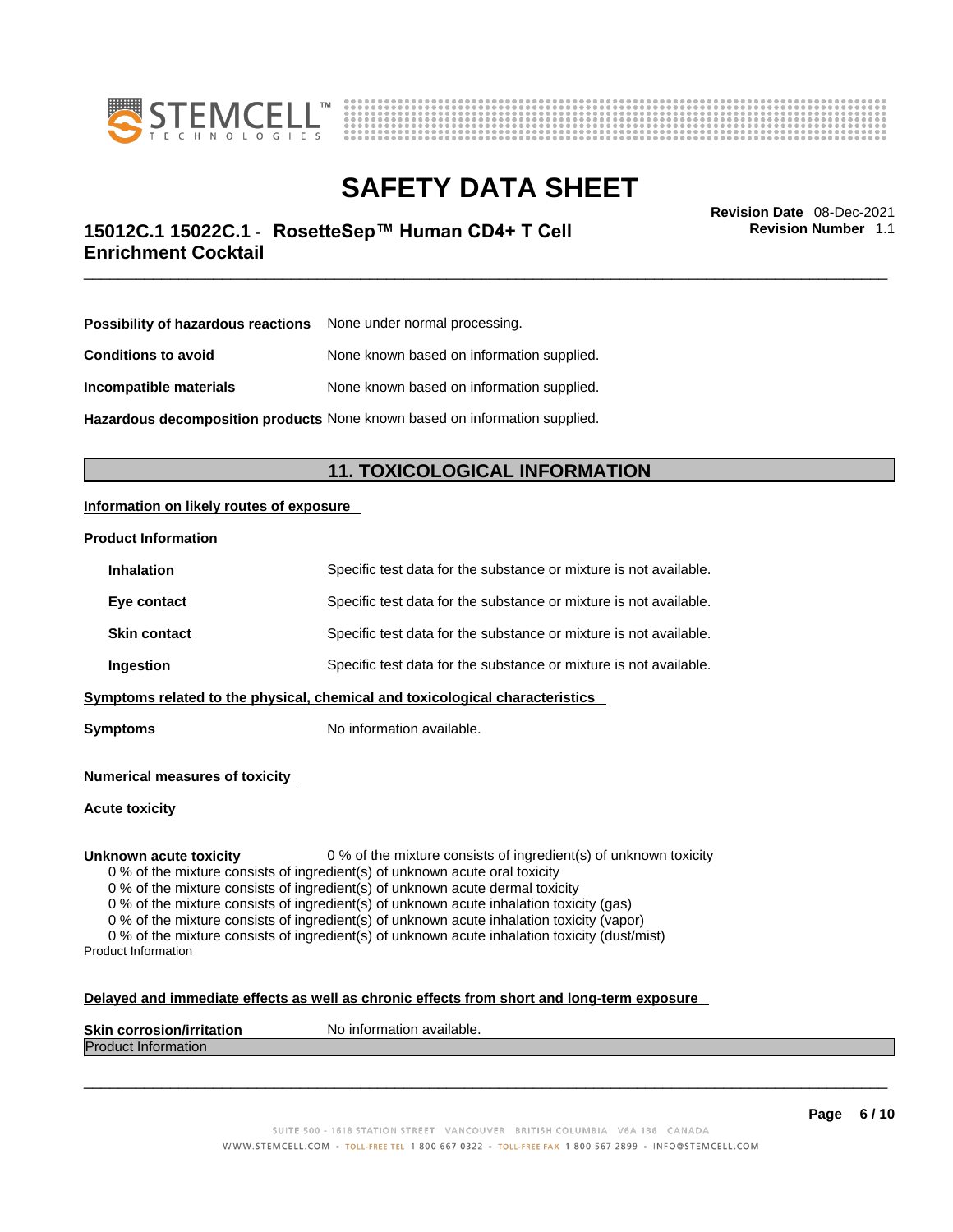**Possibility of hazardous reactions** None under normal processing.

**Conditions to avoid** None known based on information supplied.

**Incompatible materials** None known based on information supplied.

**Hazardous decomposition products** None known based on information supplied.

## 11. TOXICOLOGICAL INFORMATION

**Information on likely routes of exposure**

**Product Information**

**Inhalation** Specific test data for the substance or mixture is not available.

**Eye contact** Specific test data for the substance or mixture is not available.

**Skin contact** Specific test data for the substance or mixture is not available.

**Ingestion** Specific test data for the substance or mixture is not available.

**Symptoms related to the physical, chemical and toxicological characteristics**

**Symptoms** No information available.

**Numerical measures of toxicity**

**Acute toxicity**

**Unknown acute toxicity** 0 % of the mixture consists of ingredient(s) of unknown toxicity

0 % of the mixture consists of ingredient(s) of unknown acute oral toxicity
0 % of the mixture consists of ingredient(s) of unknown acute dermal toxicity
0 % of the mixture consists of ingredient(s) of unknown acute inhalation toxicity (gas)
0 % of the mixture consists of ingredient(s) of unknown acute inhalation toxicity (vapor)
0 % of the mixture consists of ingredient(s) of unknown acute inhalation toxicity (dust/mist)

Product Information

**Delayed and immediate effects as well as chronic effects from short and long-term exposure**

**Skin corrosion/irritation** No information available.

Product Information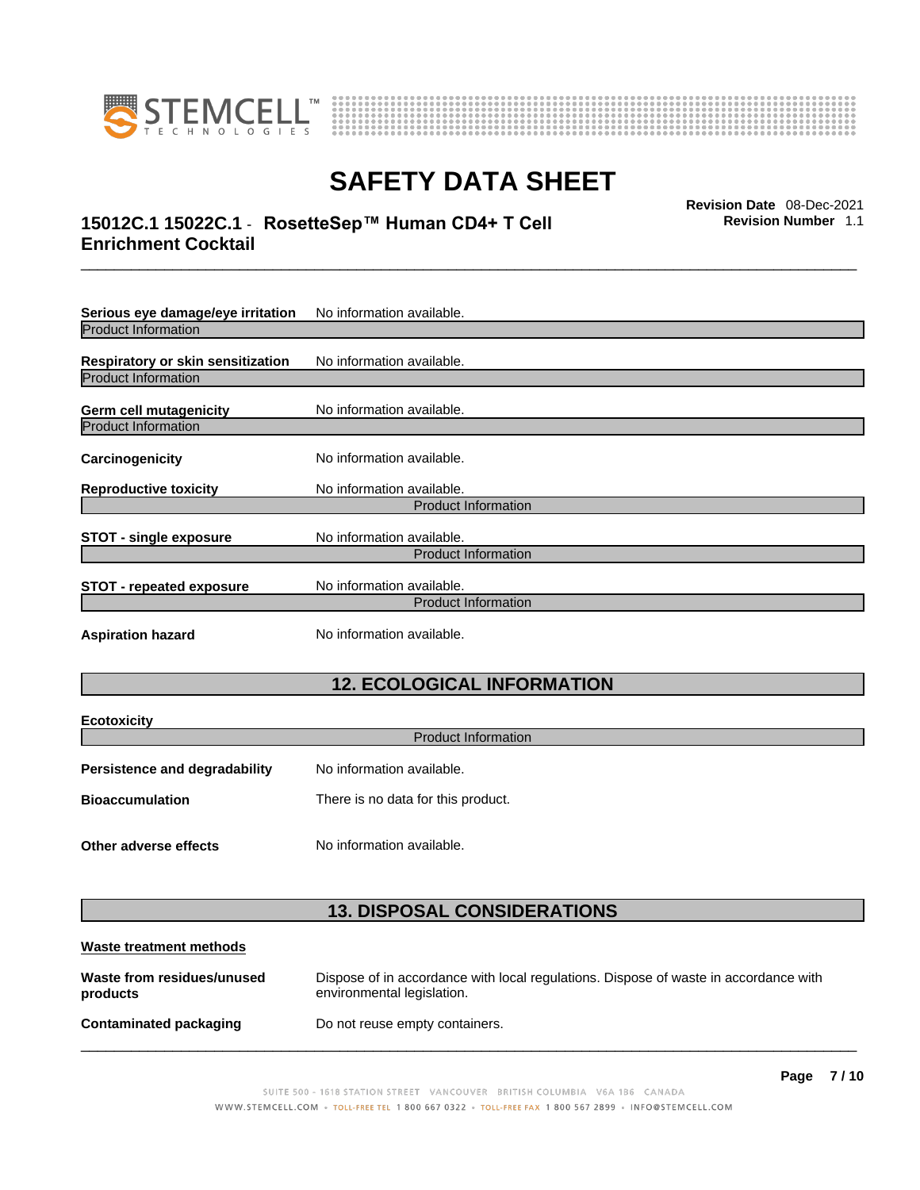**Serious eye damage/eye irritation** No information available.

Product Information

**Respiratory or skin sensitization** No information available.

Product Information

**Germ cell mutagenicity** No information available.

Product Information

**Carcinogenicity** No information available.

**Reproductive toxicity** No information available.

Product Information

**STOT - single exposure** No information available.

Product Information

**STOT - repeated exposure** No information available.

Product Information

**Aspiration hazard** No information available.

## 12. ECOLOGICAL INFORMATION

**Ecotoxicity**

Product Information

**Persistence and degradability** No information available.

**Bioaccumulation** There is no data for this product.

**Other adverse effects** No information available.

## 13. DISPOSAL CONSIDERATIONS

**Waste treatment methods**

**Waste from residues/unused products** Dispose of in accordance with local regulations. Dispose of waste in accordance with environmental legislation.

**Contaminated packaging** Do not reuse empty containers.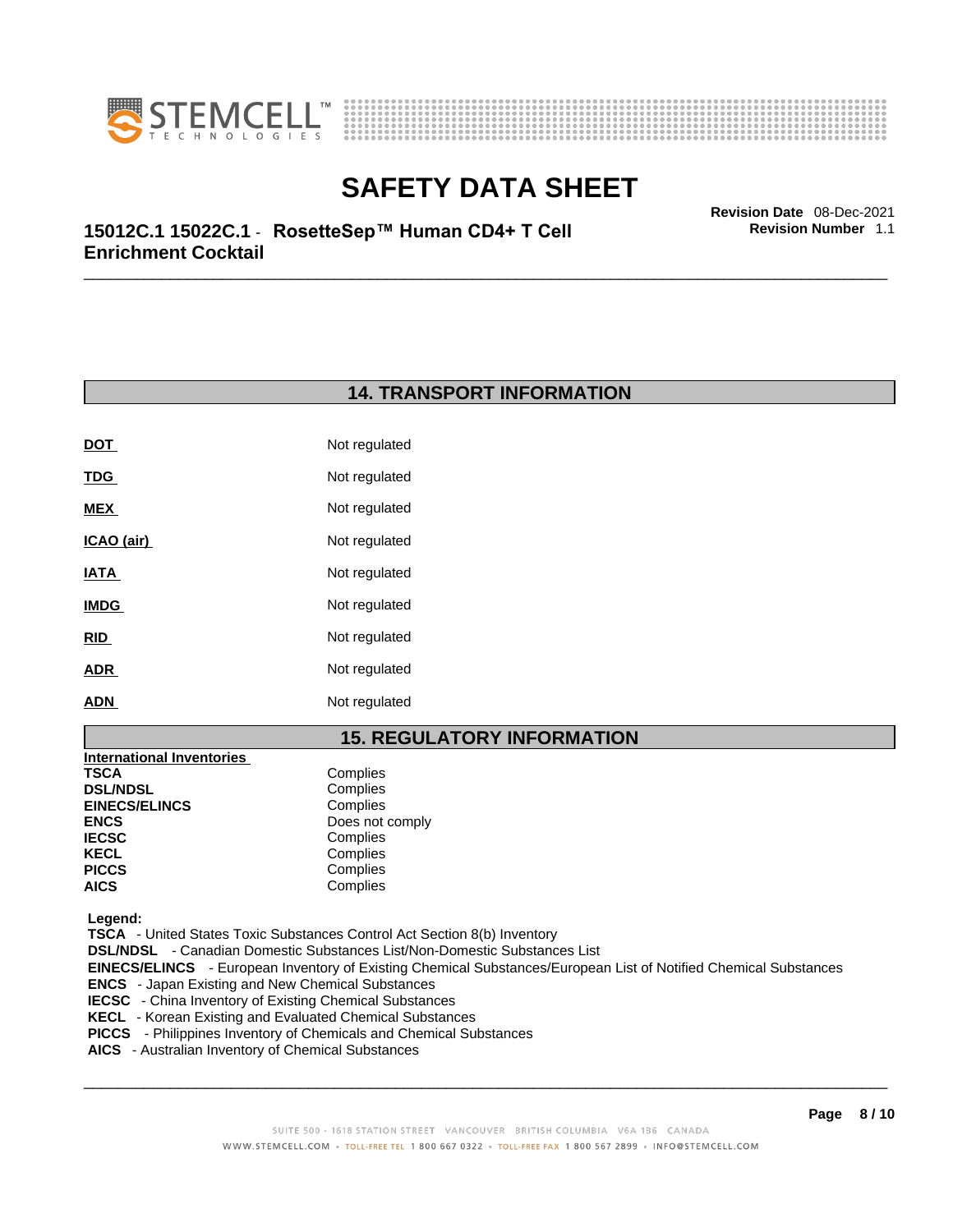## 14. TRANSPORT INFORMATION

| | |
|---|---|
| **DOT** | Not regulated |
| **TDG** | Not regulated |
| **MEX** | Not regulated |
| **ICAO (air)** | Not regulated |
| **IATA** | Not regulated |
| **IMDG** | Not regulated |
| **RID** | Not regulated |
| **ADR** | Not regulated |
| **ADN** | Not regulated |

## 15. REGULATORY INFORMATION

**International Inventories**

| | |
|---|---|
| **TSCA** | Complies |
| **DSL/NDSL** | Complies |
| **EINECS/ELINCS** | Complies |
| **ENCS** | Does not comply |
| **IECSC** | Complies |
| **KECL** | Complies |
| **PICCS** | Complies |
| **AICS** | Complies |

**Legend:**

**TSCA** - United States Toxic Substances Control Act Section 8(b) Inventory
**DSL/NDSL** - Canadian Domestic Substances List/Non-Domestic Substances List
**EINECS/ELINCS** - European Inventory of Existing Chemical Substances/European List of Notified Chemical Substances
**ENCS** - Japan Existing and New Chemical Substances
**IECSC** - China Inventory of Existing Chemical Substances
**KECL** - Korean Existing and Evaluated Chemical Substances
**PICCS** - Philippines Inventory of Chemicals and Chemical Substances
**AICS** - Australian Inventory of Chemical Substances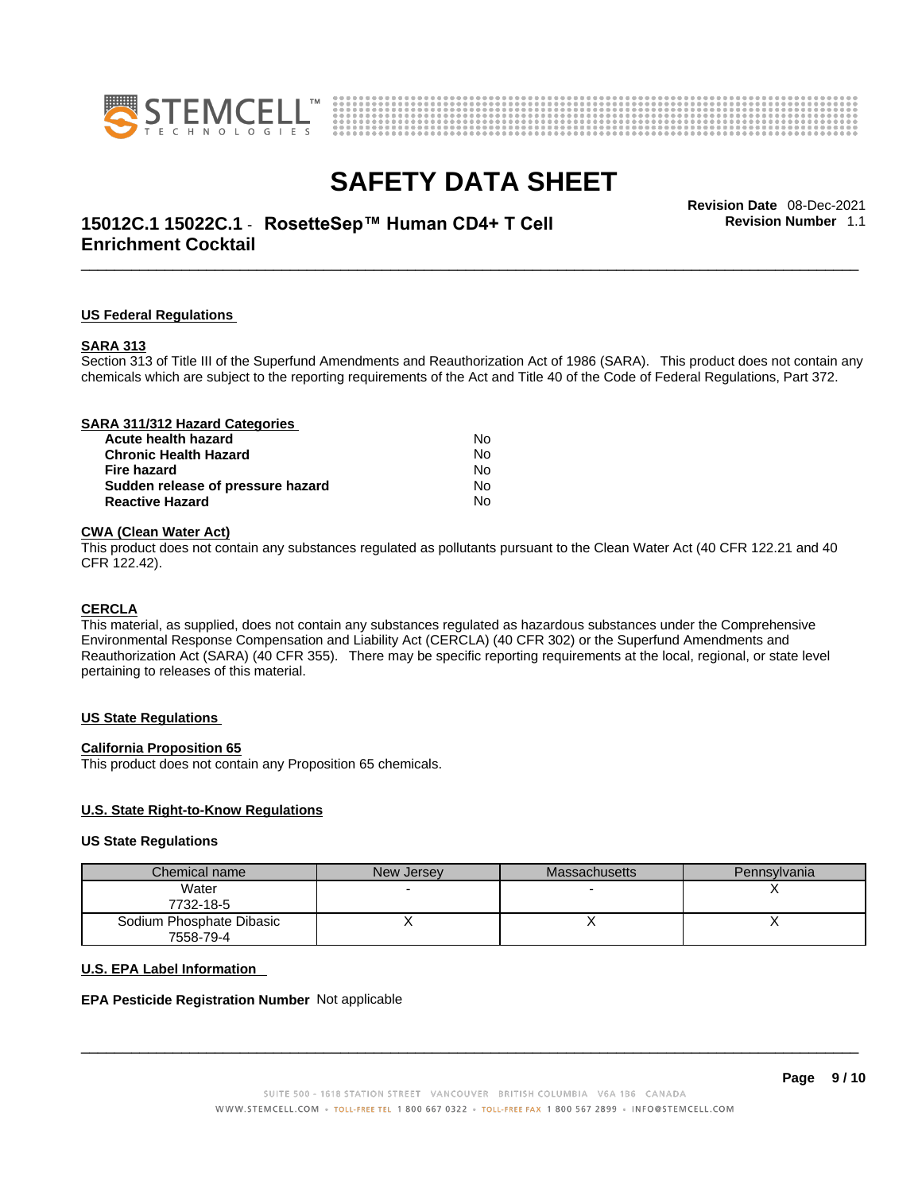#### US Federal Regulations

**SARA 313**

Section 313 of Title III of the Superfund Amendments and Reauthorization Act of 1986 (SARA). This product does not contain any chemicals which are subject to the reporting requirements of the Act and Title 40 of the Code of Federal Regulations, Part 372.

**SARA 311/312 Hazard Categories**

| | |
|---|---|
| **Acute health hazard** | No |
| **Chronic Health Hazard** | No |
| **Fire hazard** | No |
| **Sudden release of pressure hazard** | No |
| **Reactive Hazard** | No |

**CWA (Clean Water Act)**

This product does not contain any substances regulated as pollutants pursuant to the Clean Water Act (40 CFR 122.21 and 40 CFR 122.42).

**CERCLA**

This material, as supplied, does not contain any substances regulated as hazardous substances under the Comprehensive Environmental Response Compensation and Liability Act (CERCLA) (40 CFR 302) or the Superfund Amendments and Reauthorization Act (SARA) (40 CFR 355). There may be specific reporting requirements at the local, regional, or state level pertaining to releases of this material.

#### US State Regulations

**California Proposition 65**

This product does not contain any Proposition 65 chemicals.

**U.S. State Right-to-Know Regulations**

**US State Regulations**

| Chemical name | New Jersey | Massachusetts | Pennsylvania |
|---|---|---|---|
| Water<br>7732-18-5 | - | - | X |
| Sodium Phosphate Dibasic<br>7558-79-4 | X | X | X |

**U.S. EPA Label Information**

**EPA Pesticide Registration Number** Not applicable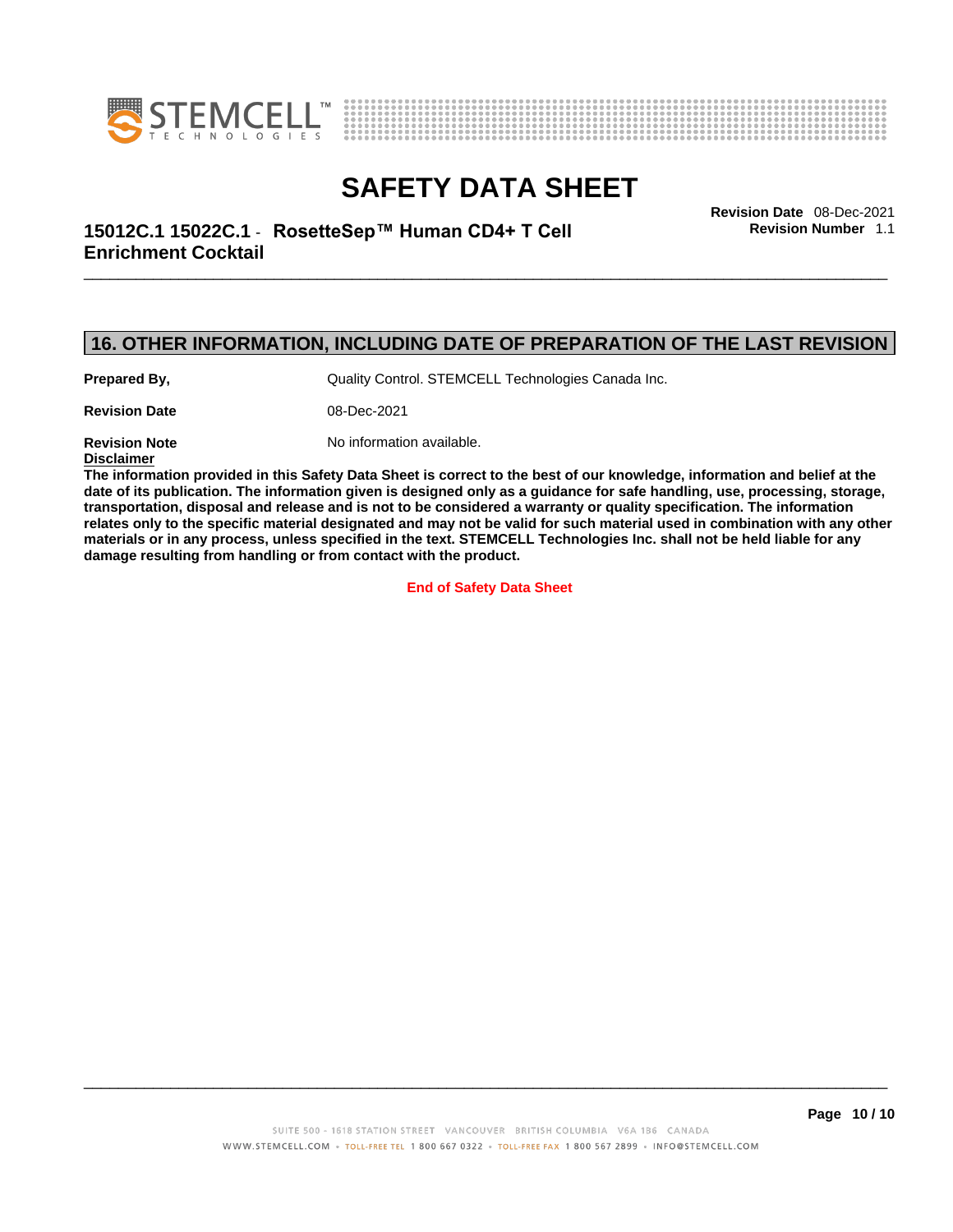## 16. OTHER INFORMATION, INCLUDING DATE OF PREPARATION OF THE LAST REVISION

**Prepared By,** Quality Control. STEMCELL Technologies Canada Inc.

**Revision Date** 08-Dec-2021

**Revision Note** No information available.

**Disclaimer**

**The information provided in this Safety Data Sheet is correct to the best of our knowledge, information and belief at the date of its publication. The information given is designed only as a guidance for safe handling, use, processing, storage, transportation, disposal and release and is not to be considered a warranty or quality specification. The information relates only to the specific material designated and may not be valid for such material used in combination with any other materials or in any process, unless specified in the text. STEMCELL Technologies Inc. shall not be held liable for any damage resulting from handling or from contact with the product.**

**End of Safety Data Sheet**